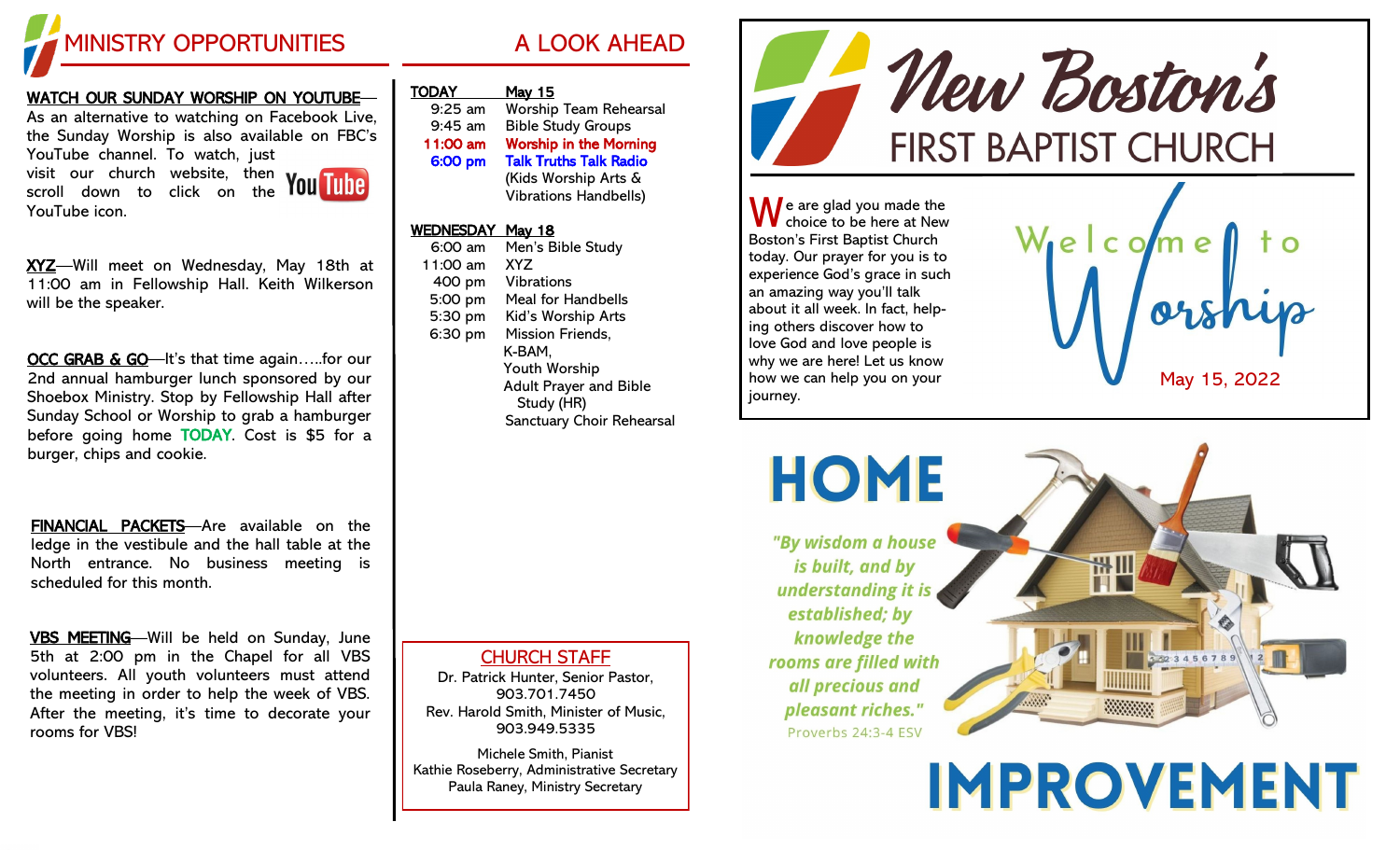# MINISTRY OPPORTUNITIES

**WATCH OUR SUNDAY WORSHIP ON YOUTUBE**—As an alternative to watching on Facebook Live, the Sunday Worship is also available on FBC's YouTube channel. To watch, just visit our church website, then scroll down to click on the YouTube icon.

**XYZ**—Will meet on Wednesday, May 18th at 11:00 am in Fellowship Hall. Keith Wilkerson will be the speaker.

**OCC GRAB & GO**—It's that time again…..for our 2nd annual hamburger lunch sponsored by our Shoebox Ministry. Stop by Fellowship Hall after Sunday School or Worship to grab a hamburger before going home TODAY. Cost is $5 for a burger, chips and cookie.

**FINANCIAL PACKETS**—Are available on the ledge in the vestibule and the hall table at the North entrance. No business meeting is scheduled for this month.

**VBS MEETING**—Will be held on Sunday, June 5th at 2:00 pm in the Chapel for all VBS volunteers. All youth volunteers must attend the meeting in order to help the week of VBS. After the meeting, it's time to decorate your rooms for VBS!

# A LOOK AHEAD

**TODAY — May 15**

| | |
|---|---|
| 9:25 am | Worship Team Rehearsal |
| 9:45 am | Bible Study Groups |
| 11:00 am | Worship in the Morning |
| 6:00 pm | Talk Truths Talk Radio (Kids Worship Arts & Vibrations Handbells) |

**WEDNESDAY — May 18**

| | |
|---|---|
| 6:00 am | Men's Bible Study |
| 11:00 am | XYZ |
| 400 pm | Vibrations |
| 5:00 pm | Meal for Handbells |
| 5:30 pm | Kid's Worship Arts |
| 6:30 pm | Mission Friends, K-BAM, Youth Worship, Adult Prayer and Bible Study (HR), Sanctuary Choir Rehearsal |

## CHURCH STAFF

Dr. Patrick Hunter, Senior Pastor, 903.701.7450
Rev. Harold Smith, Minister of Music, 903.949.5335

Michele Smith, Pianist
Kathie Roseberry, Administrative Secretary
Paula Raney, Ministry Secretary

# New Boston's FIRST BAPTIST CHURCH

We are glad you made the choice to be here at New Boston's First Baptist Church today. Our prayer for you is to experience God's grace in such an amazing way you'll talk about it all week. In fact, helping others discover how to love God and love people is why we are here! Let us know how we can help you on your journey.

## Welcome to Worship

May 15, 2022

## HOME IMPROVEMENT

*"By wisdom a house is built, and by understanding it is established; by knowledge the rooms are filled with all precious and pleasant riches."*
Proverbs 24:3-4 ESV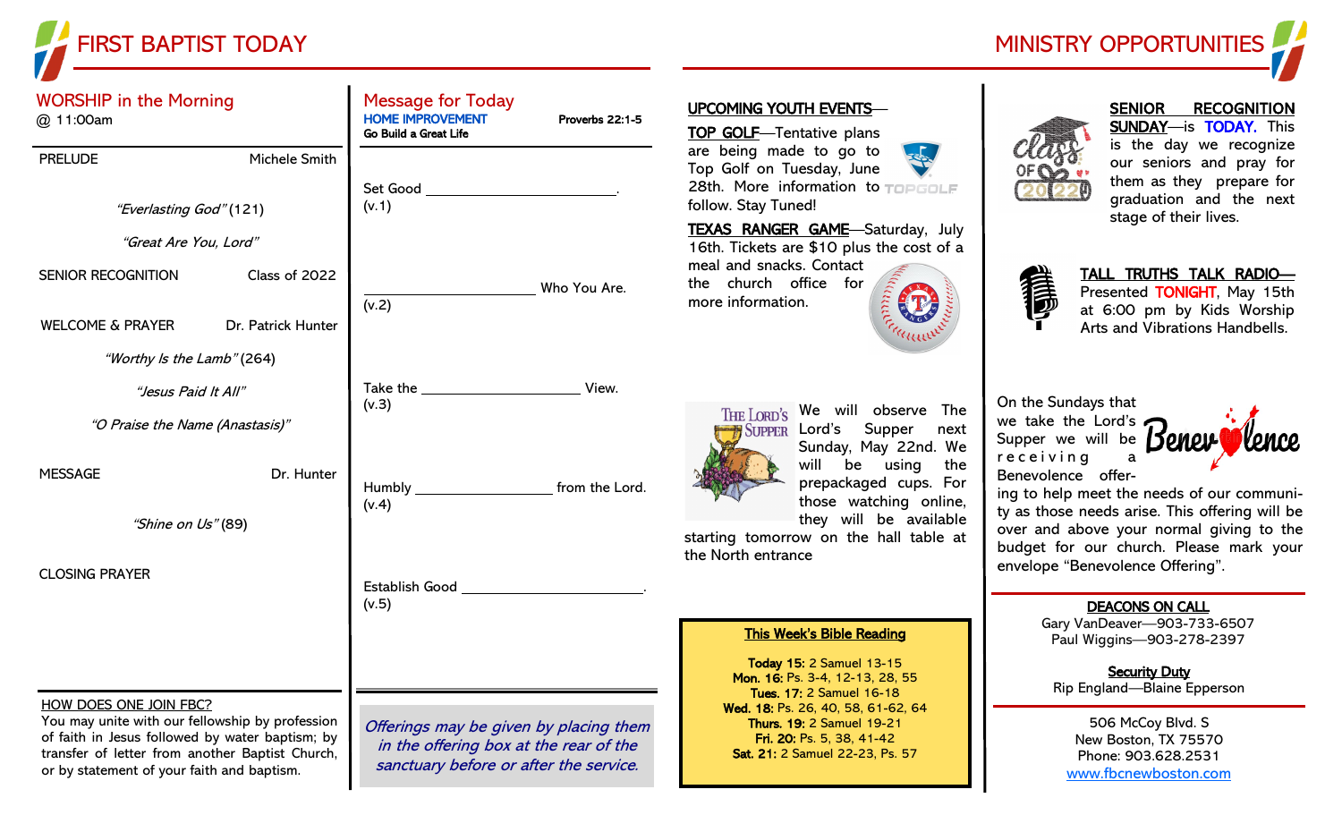# FIRST BAPTIST TODAY

## WORSHIP in the Morning

@ 11:00am

PRELUDE — Michele Smith

*"Everlasting God"* (121)

*"Great Are You, Lord"*

SENIOR RECOGNITION — Class of 2022

WELCOME & PRAYER — Dr. Patrick Hunter

*"Worthy Is the Lamb"* (264)

*"Jesus Paid It All"*

*"O Praise the Name (Anastasis)"*

MESSAGE — Dr. Hunter

*"Shine on Us"* (89)

CLOSING PRAYER

### HOW DOES ONE JOIN FBC?

You may unite with our fellowship by profession of faith in Jesus followed by water baptism; by transfer of letter from another Baptist Church, or by statement of your faith and baptism.

## Message for Today

**HOME IMPROVEMENT** — **Proverbs 22:1-5**

**Go Build a Great Life**

Set Good \_\_\_\_\_\_\_\_\_\_\_\_\_\_\_\_\_\_\_\_\_\_\_\_.
(v.1)

\_\_\_\_\_\_\_\_\_\_\_\_\_\_\_\_\_\_\_\_\_\_\_\_ Who You Are.
(v.2)

Take the \_\_\_\_\_\_\_\_\_\_\_\_\_\_\_\_\_\_\_\_ View.
(v.3)

Humbly \_\_\_\_\_\_\_\_\_\_\_\_\_\_\_\_\_\_\_\_ from the Lord.
(v.4)

Establish Good \_\_\_\_\_\_\_\_\_\_\_\_\_\_\_\_\_\_\_\_\_\_\_\_.
(v.5)

*Offerings may be given by placing them in the offering box at the rear of the sanctuary before or after the service.*

# MINISTRY OPPORTUNITIES

### UPCOMING YOUTH EVENTS—

**TOP GOLF**—Tentative plans are being made to go to Top Golf on Tuesday, June 28th. More information to follow. Stay Tuned!

**TEXAS RANGER GAME**—Saturday, July 16th. Tickets are $10 plus the cost of a meal and snacks. Contact the church office for more information.

We will observe The Lord's Supper next Sunday, May 22nd. We will be using the prepackaged cups. For those watching online, they will be available starting tomorrow on the hall table at the North entrance

### This Week's Bible Reading

**Today 15:** 2 Samuel 13-15
**Mon. 16:** Ps. 3-4, 12-13, 28, 55
**Tues. 17:** 2 Samuel 16-18
**Wed. 18:** Ps. 26, 40, 58, 61-62, 64
**Thurs. 19:** 2 Samuel 19-21
**Fri. 20:** Ps. 5, 38, 41-42
**Sat. 21:** 2 Samuel 22-23, Ps. 57

**SENIOR RECOGNITION SUNDAY**—is **TODAY.** This is the day we recognize our seniors and pray for them as they prepare for graduation and the next stage of their lives.

**TALL TRUTHS TALK RADIO**—Presented **TONIGHT**, May 15th at 6:00 pm by Kids Worship Arts and Vibrations Handbells.

On the Sundays that we take the Lord's Supper we will be receiving a Benevolence offering to help meet the needs of our community as those needs arise. This offering will be over and above your normal giving to the budget for our church. Please mark your envelope "Benevolence Offering".

### DEACONS ON CALL

Gary VanDeaver—903-733-6507
Paul Wiggins—903-278-2397

### Security Duty

Rip England—Blaine Epperson

506 McCoy Blvd. S
New Boston, TX 75570
Phone: 903.628.2531
www.fbcnewboston.com